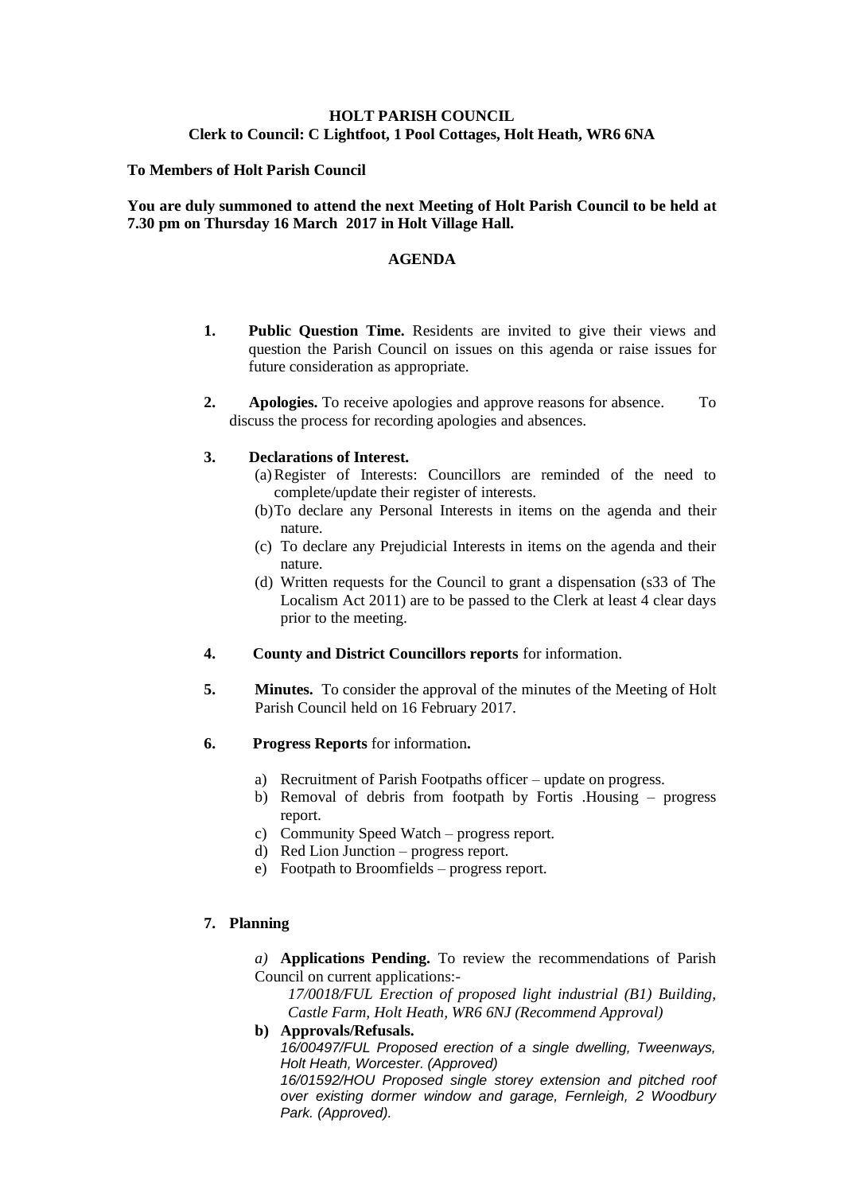**HOLT PARISH COUNCIL**
**Clerk to Council: C Lightfoot, 1 Pool Cottages, Holt Heath, WR6 6NA**

**To Members of Holt Parish Council**

**You are duly summoned to attend the next Meeting of Holt Parish Council to be held at 7.30 pm on Thursday 16 March 2017 in Holt Village Hall.**

## AGENDA

1. **Public Question Time.** Residents are invited to give their views and question the Parish Council on issues on this agenda or raise issues for future consideration as appropriate.

2. **Apologies.** To receive apologies and approve reasons for absence. To discuss the process for recording apologies and absences.

3. **Declarations of Interest.**
   (a) Register of Interests: Councillors are reminded of the need to complete/update their register of interests.
   (b) To declare any Personal Interests in items on the agenda and their nature.
   (c) To declare any Prejudicial Interests in items on the agenda and their nature.
   (d) Written requests for the Council to grant a dispensation (s33 of The Localism Act 2011) are to be passed to the Clerk at least 4 clear days prior to the meeting.

4. **County and District Councillors reports** for information.

5. **Minutes.** To consider the approval of the minutes of the Meeting of Holt Parish Council held on 16 February 2017.

6. **Progress Reports** for information**.**
   a) Recruitment of Parish Footpaths officer – update on progress.
   b) Removal of debris from footpath by Fortis .Housing – progress report.
   c) Community Speed Watch – progress report.
   d) Red Lion Junction – progress report.
   e) Footpath to Broomfields – progress report.

7. **Planning**

   *a)* **Applications Pending.** To review the recommendations of Parish Council on current applications:-

   *17/0018/FUL Erection of proposed light industrial (B1) Building, Castle Farm, Holt Heath, WR6 6NJ (Recommend Approval)*

   **b) Approvals/Refusals.**

   *16/00497/FUL Proposed erection of a single dwelling, Tweenways, Holt Heath, Worcester. (Approved)*

   *16/01592/HOU Proposed single storey extension and pitched roof over existing dormer window and garage, Fernleigh, 2 Woodbury Park. (Approved).*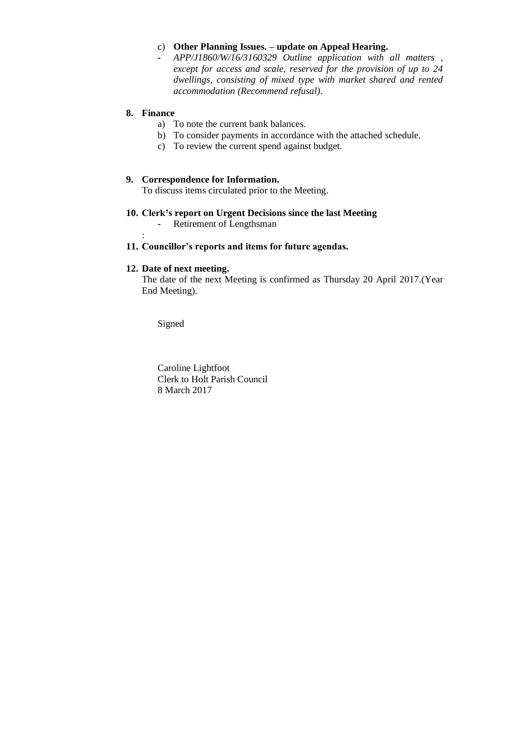c) **Other Planning Issues. – update on Appeal Hearing.**

- *APP/J1860/W/16/3160329 Outline application with all matters , except for access and scale, reserved for the provision of up to 24 dwellings, consisting of mixed type with market shared and rented accommodation (Recommend refusal)*.

**8. Finance**

a) To note the current bank balances.
b) To consider payments in accordance with the attached schedule.
c) To review the current spend against budget.

**9. Correspondence for Information.**

To discuss items circulated prior to the Meeting.

**10. Clerk's report on Urgent Decisions since the last Meeting**

- Retirement of Lengthsman

:

**11. Councillor's reports and items for future agendas.**

**12. Date of next meeting.**

The date of the next Meeting is confirmed as Thursday 20 April 2017.(Year End Meeting).

Signed

Caroline Lightfoot
Clerk to Holt Parish Council
8 March 2017